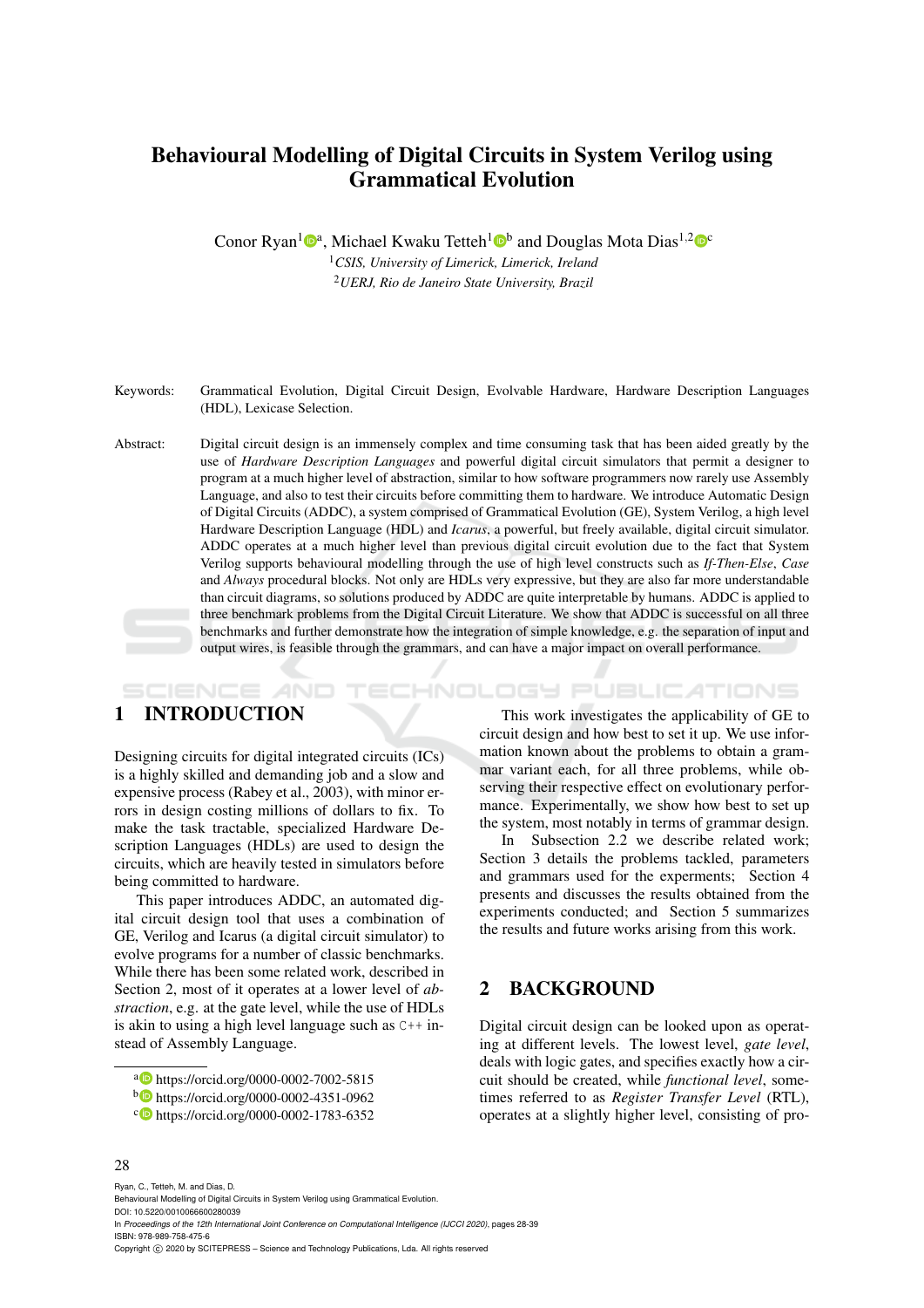# Behavioural Modelling of Digital Circuits in System Verilog using Grammatical Evolution

Conor Ryan[1][a], Michael Kwaku Tetteh[1][b] and Douglas Mota Dias[1,2][c]

[1]*CSIS, University of Limerick, Limerick, Ireland*

[2]*UERJ, Rio de Janeiro State University, Brazil*

Keywords: Grammatical Evolution, Digital Circuit Design, Evolvable Hardware, Hardware Description Languages (HDL), Lexicase Selection.

Abstract: Digital circuit design is an immensely complex and time consuming task that has been aided greatly by the use of *Hardware Description Languages* and powerful digital circuit simulators that permit a designer to program at a much higher level of abstraction, similar to how software programmers now rarely use Assembly Language, and also to test their circuits before committing them to hardware. We introduce Automatic Design of Digital Circuits (ADDC), a system comprised of Grammatical Evolution (GE), System Verilog, a high level Hardware Description Language (HDL) and *Icarus*, a powerful, but freely available, digital circuit simulator. ADDC operates at a much higher level than previous digital circuit evolution due to the fact that System Verilog supports behavioural modelling through the use of high level constructs such as *If-Then-Else*, *Case* and *Always* procedural blocks. Not only are HDLs very expressive, but they are also far more understandable than circuit diagrams, so solutions produced by ADDC are quite interpretable by humans. ADDC is applied to three benchmark problems from the Digital Circuit Literature. We show that ADDC is successful on all three benchmarks and further demonstrate how the integration of simple knowledge, e.g. the separation of input and output wires, is feasible through the grammars, and can have a major impact on overall performance.

## 1 INTRODUCTION

Designing circuits for digital integrated circuits (ICs) is a highly skilled and demanding job and a slow and expensive process (Rabey et al., 2003), with minor errors in design costing millions of dollars to fix. To make the task tractable, specialized Hardware Description Languages (HDLs) are used to design the circuits, which are heavily tested in simulators before being committed to hardware.

This paper introduces ADDC, an automated digital circuit design tool that uses a combination of GE, Verilog and Icarus (a digital circuit simulator) to evolve programs for a number of classic benchmarks. While there has been some related work, described in Section 2, most of it operates at a lower level of *abstraction*, e.g. at the gate level, while the use of HDLs is akin to using a high level language such as `C++` instead of Assembly Language.

[a] https://orcid.org/0000-0002-7002-5815

[b] https://orcid.org/0000-0002-4351-0962

[c] https://orcid.org/0000-0002-1783-6352

This work investigates the applicability of GE to circuit design and how best to set it up. We use information known about the problems to obtain a grammar variant each, for all three problems, while observing their respective effect on evolutionary performance. Experimentally, we show how best to set up the system, most notably in terms of grammar design.

In Subsection 2.2 we describe related work; Section 3 details the problems tackled, parameters and grammars used for the experments; Section 4 presents and discusses the results obtained from the experiments conducted; and Section 5 summarizes the results and future works arising from this work.

## 2 BACKGROUND

Digital circuit design can be looked upon as operating at different levels. The lowest level, *gate level*, deals with logic gates, and specifies exactly how a circuit should be created, while *functional level*, sometimes referred to as *Register Transfer Level* (RTL), operates at a slightly higher level, consisting of pro-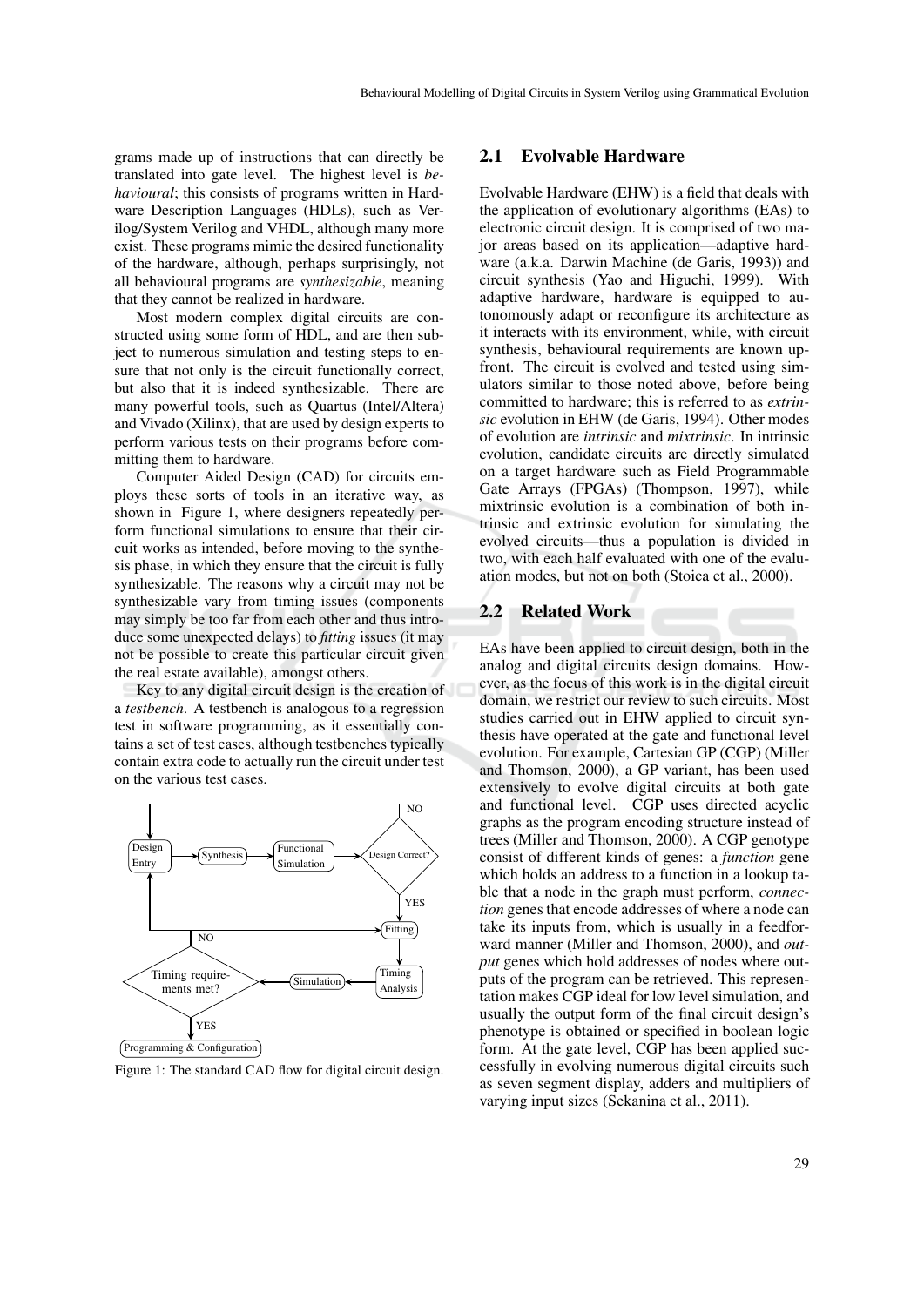grams made up of instructions that can directly be translated into gate level. The highest level is *behavioural*; this consists of programs written in Hardware Description Languages (HDLs), such as Verilog/System Verilog and VHDL, although many more exist. These programs mimic the desired functionality of the hardware, although, perhaps surprisingly, not all behavioural programs are *synthesizable*, meaning that they cannot be realized in hardware.

Most modern complex digital circuits are constructed using some form of HDL, and are then subject to numerous simulation and testing steps to ensure that not only is the circuit functionally correct, but also that it is indeed synthesizable. There are many powerful tools, such as Quartus (Intel/Altera) and Vivado (Xilinx), that are used by design experts to perform various tests on their programs before committing them to hardware.

Computer Aided Design (CAD) for circuits employs these sorts of tools in an iterative way, as shown in Figure 1, where designers repeatedly perform functional simulations to ensure that their circuit works as intended, before moving to the synthesis phase, in which they ensure that the circuit is fully synthesizable. The reasons why a circuit may not be synthesizable vary from timing issues (components may simply be too far from each other and thus introduce some unexpected delays) to *fitting* issues (it may not be possible to create this particular circuit given the real estate available), amongst others.

Key to any digital circuit design is the creation of a *testbench*. A testbench is analogous to a regression test in software programming, as it essentially contains a set of test cases, although testbenches typically contain extra code to actually run the circuit under test on the various test cases.

Figure 1: The standard CAD flow for digital circuit design.

## 2.1 Evolvable Hardware

Evolvable Hardware (EHW) is a field that deals with the application of evolutionary algorithms (EAs) to electronic circuit design. It is comprised of two major areas based on its application—adaptive hardware (a.k.a. Darwin Machine (de Garis, 1993)) and circuit synthesis (Yao and Higuchi, 1999). With adaptive hardware, hardware is equipped to autonomously adapt or reconfigure its architecture as it interacts with its environment, while, with circuit synthesis, behavioural requirements are known upfront. The circuit is evolved and tested using simulators similar to those noted above, before being committed to hardware; this is referred to as *extrinsic* evolution in EHW (de Garis, 1994). Other modes of evolution are *intrinsic* and *mixtrinsic*. In intrinsic evolution, candidate circuits are directly simulated on a target hardware such as Field Programmable Gate Arrays (FPGAs) (Thompson, 1997), while mixtrinsic evolution is a combination of both intrinsic and extrinsic evolution for simulating the evolved circuits—thus a population is divided in two, with each half evaluated with one of the evaluation modes, but not on both (Stoica et al., 2000).

## 2.2 Related Work

EAs have been applied to circuit design, both in the analog and digital circuits design domains. However, as the focus of this work is in the digital circuit domain, we restrict our review to such circuits. Most studies carried out in EHW applied to circuit synthesis have operated at the gate and functional level evolution. For example, Cartesian GP (CGP) (Miller and Thomson, 2000), a GP variant, has been used extensively to evolve digital circuits at both gate and functional level. CGP uses directed acyclic graphs as the program encoding structure instead of trees (Miller and Thomson, 2000). A CGP genotype consist of different kinds of genes: a *function* gene which holds an address to a function in a lookup table that a node in the graph must perform, *connection* genes that encode addresses of where a node can take its inputs from, which is usually in a feedforward manner (Miller and Thomson, 2000), and *output* genes which hold addresses of nodes where outputs of the program can be retrieved. This representation makes CGP ideal for low level simulation, and usually the output form of the final circuit design's phenotype is obtained or specified in boolean logic form. At the gate level, CGP has been applied successfully in evolving numerous digital circuits such as seven segment display, adders and multipliers of varying input sizes (Sekanina et al., 2011).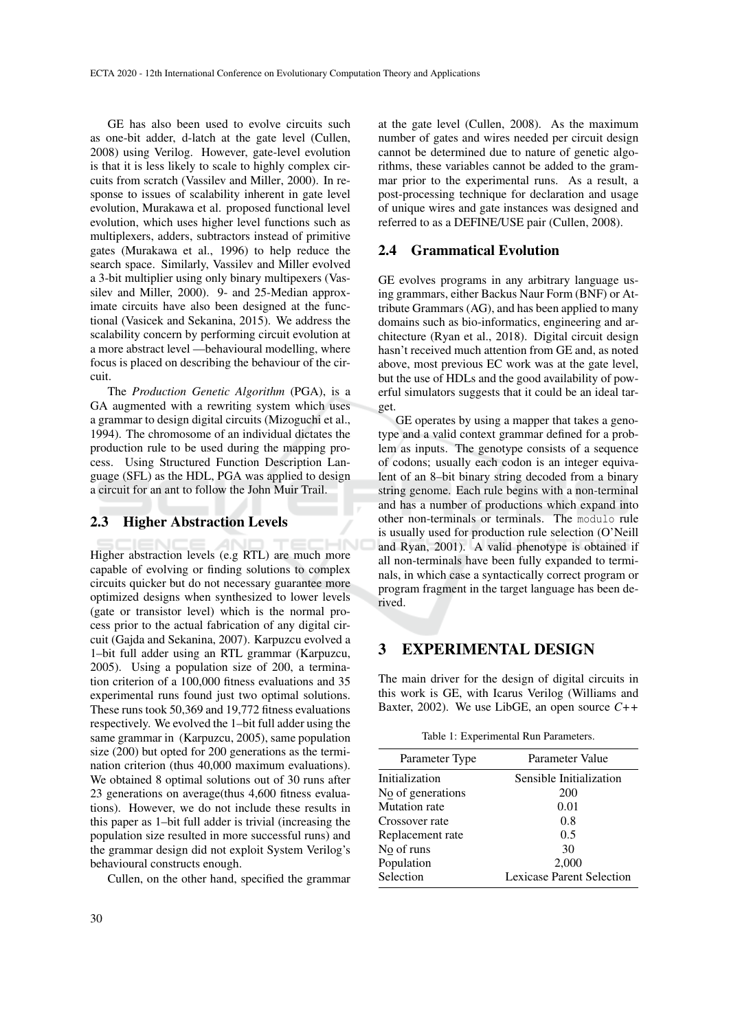GE has also been used to evolve circuits such as one-bit adder, d-latch at the gate level (Cullen, 2008) using Verilog. However, gate-level evolution is that it is less likely to scale to highly complex circuits from scratch (Vassilev and Miller, 2000). In response to issues of scalability inherent in gate level evolution, Murakawa et al. proposed functional level evolution, which uses higher level functions such as multiplexers, adders, subtractors instead of primitive gates (Murakawa et al., 1996) to help reduce the search space. Similarly, Vassilev and Miller evolved a 3-bit multiplier using only binary multipexers (Vassilev and Miller, 2000). 9- and 25-Median approximate circuits have also been designed at the functional (Vasicek and Sekanina, 2015). We address the scalability concern by performing circuit evolution at a more abstract level —behavioural modelling, where focus is placed on describing the behaviour of the circuit.

The *Production Genetic Algorithm* (PGA), is a GA augmented with a rewriting system which uses a grammar to design digital circuits (Mizoguchi et al., 1994). The chromosome of an individual dictates the production rule to be used during the mapping process. Using Structured Function Description Language (SFL) as the HDL, PGA was applied to design a circuit for an ant to follow the John Muir Trail.

## 2.3 Higher Abstraction Levels

Higher abstraction levels (e.g RTL) are much more capable of evolving or finding solutions to complex circuits quicker but do not necessary guarantee more optimized designs when synthesized to lower levels (gate or transistor level) which is the normal process prior to the actual fabrication of any digital circuit (Gajda and Sekanina, 2007). Karpuzcu evolved a 1–bit full adder using an RTL grammar (Karpuzcu, 2005). Using a population size of 200, a termination criterion of a 100,000 fitness evaluations and 35 experimental runs found just two optimal solutions. These runs took 50,369 and 19,772 fitness evaluations respectively. We evolved the 1–bit full adder using the same grammar in (Karpuzcu, 2005), same population size (200) but opted for 200 generations as the termination criterion (thus 40,000 maximum evaluations). We obtained 8 optimal solutions out of 30 runs after 23 generations on average(thus 4,600 fitness evaluations). However, we do not include these results in this paper as 1–bit full adder is trivial (increasing the population size resulted in more successful runs) and the grammar design did not exploit System Verilog's behavioural constructs enough.

Cullen, on the other hand, specified the grammar at the gate level (Cullen, 2008). As the maximum number of gates and wires needed per circuit design cannot be determined due to nature of genetic algorithms, these variables cannot be added to the grammar prior to the experimental runs. As a result, a post-processing technique for declaration and usage of unique wires and gate instances was designed and referred to as a DEFINE/USE pair (Cullen, 2008).

## 2.4 Grammatical Evolution

GE evolves programs in any arbitrary language using grammars, either Backus Naur Form (BNF) or Attribute Grammars (AG), and has been applied to many domains such as bio-informatics, engineering and architecture (Ryan et al., 2018). Digital circuit design hasn't received much attention from GE and, as noted above, most previous EC work was at the gate level, but the use of HDLs and the good availability of powerful simulators suggests that it could be an ideal target.

GE operates by using a mapper that takes a genotype and a valid context grammar defined for a problem as inputs. The genotype consists of a sequence of codons; usually each codon is an integer equivalent of an 8–bit binary string decoded from a binary string genome. Each rule begins with a non-terminal and has a number of productions which expand into other non-terminals or terminals. The `modulo` rule is usually used for production rule selection (O'Neill and Ryan, 2001). A valid phenotype is obtained if all non-terminals have been fully expanded to terminals, in which case a syntactically correct program or program fragment in the target language has been derived.

# 3 EXPERIMENTAL DESIGN

The main driver for the design of digital circuits in this work is GE, with Icarus Verilog (Williams and Baxter, 2002). We use LibGE, an open source *C++*

Table 1: Experimental Run Parameters.

| Parameter Type | Parameter Value |
|---|---|
| Initialization | Sensible Initialization |
| No of generations | 200 |
| Mutation rate | 0.01 |
| Crossover rate | 0.8 |
| Replacement rate | 0.5 |
| No of runs | 30 |
| Population | 2,000 |
| Selection | Lexicase Parent Selection |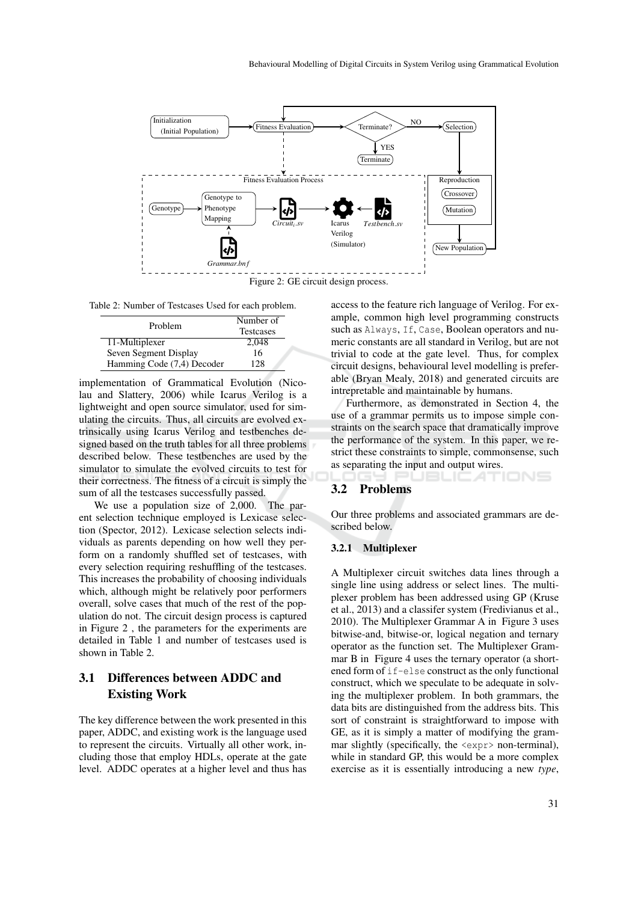Figure 2: GE circuit design process.

Table 2: Number of Testcases Used for each problem.

| Problem | Number of Testcases |
|---|---|
| 11-Multiplexer | 2,048 |
| Seven Segment Display | 16 |
| Hamming Code (7,4) Decoder | 128 |

implementation of Grammatical Evolution (Nicolau and Slattery, 2006) while Icarus Verilog is a lightweight and open source simulator, used for simulating the circuits. Thus, all circuits are evolved extrinsically using Icarus Verilog and testbenches designed based on the truth tables for all three problems described below. These testbenches are used by the simulator to simulate the evolved circuits to test for their correctness. The fitness of a circuit is simply the sum of all the testcases successfully passed.

We use a population size of 2,000. The parent selection technique employed is Lexicase selection (Spector, 2012). Lexicase selection selects individuals as parents depending on how well they perform on a randomly shuffled set of testcases, with every selection requiring reshuffling of the testcases. This increases the probability of choosing individuals which, although might be relatively poor performers overall, solve cases that much of the rest of the population do not. The circuit design process is captured in Figure 2 , the parameters for the experiments are detailed in Table 1 and number of testcases used is shown in Table 2.

## 3.1 Differences between ADDC and Existing Work

The key difference between the work presented in this paper, ADDC, and existing work is the language used to represent the circuits. Virtually all other work, including those that employ HDLs, operate at the gate level. ADDC operates at a higher level and thus has access to the feature rich language of Verilog. For example, common high level programming constructs such as `Always`, `If`, `Case`, Boolean operators and numeric constants are all standard in Verilog, but are not trivial to code at the gate level. Thus, for complex circuit designs, behavioural level modelling is preferable (Bryan Mealy, 2018) and generated circuits are intrepretable and maintainable by humans.

Furthermore, as demonstrated in Section 4, the use of a grammar permits us to impose simple constraints on the search space that dramatically improve the performance of the system. In this paper, we restrict these constraints to simple, commonsense, such as separating the input and output wires.

## 3.2 Problems

Our three problems and associated grammars are described below.

### 3.2.1 Multiplexer

A Multiplexer circuit switches data lines through a single line using address or select lines. The multiplexer problem has been addressed using GP (Kruse et al., 2013) and a classifer system (Fredivianus et al., 2010). The Multiplexer Grammar A in Figure 3 uses bitwise-and, bitwise-or, logical negation and ternary operator as the function set. The Multiplexer Grammar B in Figure 4 uses the ternary operator (a shortened form of `if-else` construct as the only functional construct, which we speculate to be adequate in solving the multiplexer problem. In both grammars, the data bits are distinguished from the address bits. This sort of constraint is straightforward to impose with GE, as it is simply a matter of modifying the grammar slightly (specifically, the `<expr>` non-terminal), while in standard GP, this would be a more complex exercise as it is essentially introducing a new *type*,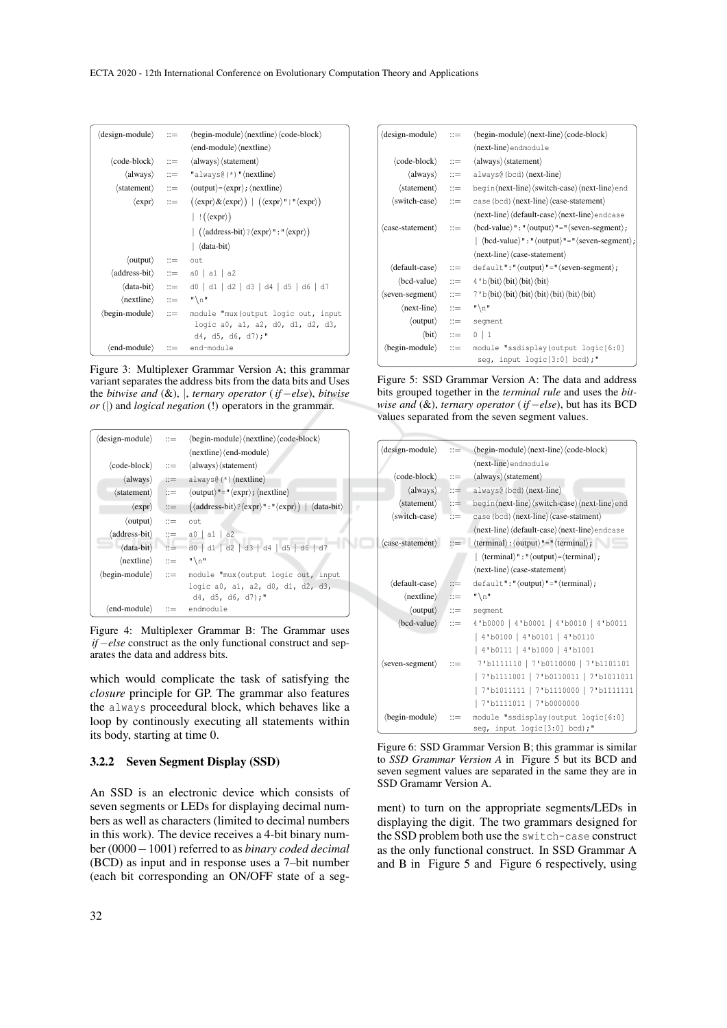| | | |
|---|---|---|
| ⟨design-module⟩ | ::= | ⟨begin-module⟩⟨nextline⟩⟨code-block⟩ ⟨end-module⟩⟨nextline⟩ |
| ⟨code-block⟩ | ::= | ⟨always⟩⟨statement⟩ |
| ⟨always⟩ | ::= | "always@(*)"⟨nextline⟩ |
| ⟨statement⟩ | ::= | ⟨output⟩=⟨expr⟩;⟨nextline⟩ |
| ⟨expr⟩ | ::= | (⟨expr⟩&⟨expr⟩) \| (⟨expr⟩"\|"⟨expr⟩) \| !(⟨expr⟩) \| (⟨address-bit⟩?⟨expr⟩":"⟨expr⟩) \| ⟨data-bit⟩ |
| ⟨output⟩ | ::= | out |
| ⟨address-bit⟩ | ::= | a0 \| a1 \| a2 |
| ⟨data-bit⟩ | ::= | d0 \| d1 \| d2 \| d3 \| d4 \| d5 \| d6 \| d7 |
| ⟨nextline⟩ | ::= | "\n" |
| ⟨begin-module⟩ | ::= | module "mux(output logic out, input logic a0, a1, a2, d0, d1, d2, d3, d4, d5, d6, d7);" |
| ⟨end-module⟩ | ::= | end-module |

Figure 3: Multiplexer Grammar Version A; this grammar variant separates the address bits from the data bits and Uses the *bitwise and* (&), |, *ternary operator* (*if − else*), *bitwise or* (|) and *logical negation* (!) operators in the grammar.

| | | |
|---|---|---|
| ⟨design-module⟩ | ::= | ⟨begin-module⟩⟨nextline⟩⟨code-block⟩ ⟨nextline⟩⟨end-module⟩ |
| ⟨code-block⟩ | ::= | ⟨always⟩⟨statement⟩ |
| ⟨always⟩ | ::= | always@(*)⟨nextline⟩ |
| ⟨statement⟩ | ::= | ⟨output⟩"="⟨expr⟩;⟨nextline⟩ |
| ⟨expr⟩ | ::= | (⟨address-bit⟩?⟨expr⟩":"⟨expr⟩) \| ⟨data-bit⟩ |
| ⟨output⟩ | ::= | out |
| ⟨address-bit⟩ | ::= | a0 \| a1 \| a2 |
| ⟨data-bit⟩ | ::= | d0 \| d1 \| d2 \| d3 \| d4 \| d5 \| d6 \| d7 |
| ⟨nextline⟩ | ::= | "\n" |
| ⟨begin-module⟩ | ::= | module "mux(output logic out, input logic a0, a1, a2, d0, d1, d2, d3, d4, d5, d6, d7);" |
| ⟨end-module⟩ | ::= | endmodule |

Figure 4: Multiplexer Grammar B: The Grammar uses *if − else* construct as the only functional construct and separates the data and address bits.

which would complicate the task of satisfying the *closure* principle for GP. The grammar also features the always proceedural block, which behaves like a loop by continously executing all statements within its body, starting at time 0.

### 3.2.2 Seven Segment Display (SSD)

An SSD is an electronic device which consists of seven segments or LEDs for displaying decimal numbers as well as characters (limited to decimal numbers in this work). The device receives a 4-bit binary number (0000 − 1001) referred to as *binary coded decimal* (BCD) as input and in response uses a 7–bit number (each bit corresponding an ON/OFF state of a segment) to turn on the appropriate segments/LEDs in displaying the digit. The two grammars designed for the SSD problem both use the switch-case construct as the only functional construct. In SSD Grammar A and B in Figure 5 and Figure 6 respectively, using

| | | |
|---|---|---|
| ⟨design-module⟩ | ::= | ⟨begin-module⟩⟨next-line⟩⟨code-block⟩ ⟨next-line⟩endmodule |
| ⟨code-block⟩ | ::= | ⟨always⟩⟨statement⟩ |
| ⟨always⟩ | ::= | always@(bcd)⟨next-line⟩ |
| ⟨statement⟩ | ::= | begin⟨next-line⟩⟨switch-case⟩⟨next-line⟩end |
| ⟨switch-case⟩ | ::= | case(bcd)⟨next-line⟩⟨case-statement⟩ ⟨next-line⟩⟨default-case⟩⟨next-line⟩endcase |
| ⟨case-statement⟩ | ::= | ⟨bcd-value⟩":"⟨output⟩"="⟨seven-segment⟩; \| ⟨bcd-value⟩":"⟨output⟩"="⟨seven-segment⟩; ⟨next-line⟩⟨case-statement⟩ |
| ⟨default-case⟩ | ::= | default":"⟨output⟩"="⟨seven-segment⟩; |
| ⟨bcd-value⟩ | ::= | 4'b⟨bit⟩⟨bit⟩⟨bit⟩⟨bit⟩ |
| ⟨seven-segment⟩ | ::= | 7'b⟨bit⟩⟨bit⟩⟨bit⟩⟨bit⟩⟨bit⟩⟨bit⟩⟨bit⟩ |
| ⟨next-line⟩ | ::= | "\n" |
| ⟨output⟩ | ::= | segment |
| ⟨bit⟩ | ::= | 0 \| 1 |
| ⟨begin-module⟩ | ::= | module "ssdisplay(output logic[6:0] seg, input logic[3:0] bcd);" |

Figure 5: SSD Grammar Version A: The data and address bits grouped together in the *terminal rule* and uses the *bitwise and* (&), *ternary operator* (*if − else*), but has its BCD values separated from the seven segment values.

| | | |
|---|---|---|
| ⟨design-module⟩ | ::= | ⟨begin-module⟩⟨next-line⟩⟨code-block⟩ ⟨next-line⟩endmodule |
| ⟨code-block⟩ | ::= | ⟨always⟩⟨statement⟩ |
| ⟨always⟩ | ::= | always@(bcd)⟨next-line⟩ |
| ⟨statement⟩ | ::= | begin⟨next-line⟩⟨switch-case⟩⟨next-line⟩end |
| ⟨switch-case⟩ | ::= | case(bcd)⟨next-line⟩⟨case-statment⟩ ⟨next-line⟩⟨default-case⟩⟨next-line⟩endcase |
| ⟨case-statement⟩ | ::= | ⟨terminal⟩:⟨output⟩"="⟨terminal⟩; \| ⟨terminal⟩":"⟨output⟩=⟨terminal⟩; ⟨next-line⟩⟨case-statement⟩ |
| ⟨default-case⟩ | ::= | default":"⟨output⟩"="⟨terminal⟩; |
| ⟨nextline⟩ | ::= | "\n" |
| ⟨output⟩ | ::= | segment |
| ⟨bcd-value⟩ | ::= | 4'b0000 \| 4'b0001 \| 4'b0010 \| 4'b0011 \| 4'b0100 \| 4'b0101 \| 4'b0110 \| 4'b0111 \| 4'b1000 \| 4'b1001 |
| ⟨seven-segment⟩ | ::= | 7'b1111110 \| 7'b0110000 \| 7'b1101101 \| 7'b1111001 \| 7'b0110011 \| 7'b1011011 \| 7'b1011111 \| 7'b1110000 \| 7'b1111111 \| 7'b1111011 \| 7'b0000000 |
| ⟨begin-module⟩ | ::= | module "ssdisplay(output logic[6:0] seg, input logic[3:0] bcd);" |

Figure 6: SSD Grammar Version B; this grammar is similar to *SSD Grammar Version A* in Figure 5 but its BCD and seven segment values are separated in the same they are in SSD Gramamr Version A.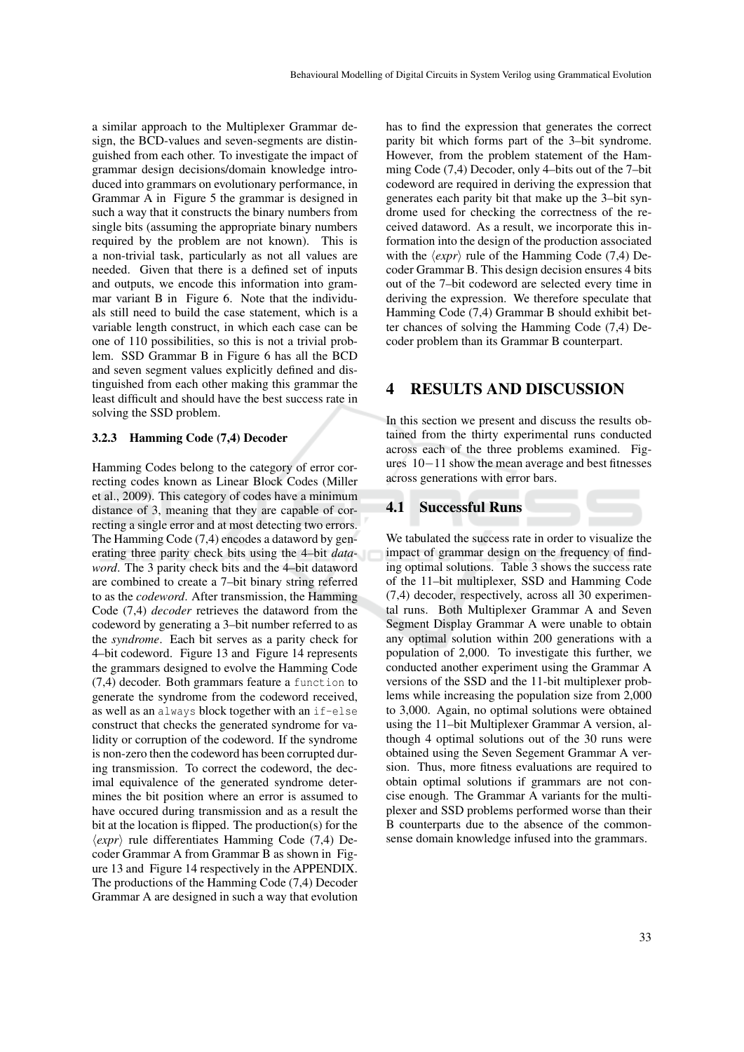a similar approach to the Multiplexer Grammar design, the BCD-values and seven-segments are distinguished from each other. To investigate the impact of grammar design decisions/domain knowledge introduced into grammars on evolutionary performance, in Grammar A in Figure 5 the grammar is designed in such a way that it constructs the binary numbers from single bits (assuming the appropriate binary numbers required by the problem are not known). This is a non-trivial task, particularly as not all values are needed. Given that there is a defined set of inputs and outputs, we encode this information into grammar variant B in Figure 6. Note that the individuals still need to build the case statement, which is a variable length construct, in which each case can be one of 110 possibilities, so this is not a trivial problem. SSD Grammar B in Figure 6 has all the BCD and seven segment values explicitly defined and distinguished from each other making this grammar the least difficult and should have the best success rate in solving the SSD problem.

### 3.2.3 Hamming Code (7,4) Decoder

Hamming Codes belong to the category of error correcting codes known as Linear Block Codes (Miller et al., 2009). This category of codes have a minimum distance of 3, meaning that they are capable of correcting a single error and at most detecting two errors. The Hamming Code (7,4) encodes a dataword by generating three parity check bits using the 4–bit *dataword*. The 3 parity check bits and the 4–bit dataword are combined to create a 7–bit binary string referred to as the *codeword*. After transmission, the Hamming Code (7,4) *decoder* retrieves the dataword from the codeword by generating a 3–bit number referred to as the *syndrome*. Each bit serves as a parity check for 4–bit codeword. Figure 13 and Figure 14 represents the grammars designed to evolve the Hamming Code (7,4) decoder. Both grammars feature a `function` to generate the syndrome from the codeword received, as well as an `always` block together with an `if-else` construct that checks the generated syndrome for validity or corruption of the codeword. If the syndrome is non-zero then the codeword has been corrupted during transmission. To correct the codeword, the decimal equivalence of the generated syndrome determines the bit position where an error is assumed to have occured during transmission and as a result the bit at the location is flipped. The production(s) for the ⟨*expr*⟩ rule differentiates Hamming Code (7,4) Decoder Grammar A from Grammar B as shown in Figure 13 and Figure 14 respectively in the APPENDIX. The productions of the Hamming Code (7,4) Decoder Grammar A are designed in such a way that evolution has to find the expression that generates the correct parity bit which forms part of the 3–bit syndrome. However, from the problem statement of the Hamming Code (7,4) Decoder, only 4–bits out of the 7–bit codeword are required in deriving the expression that generates each parity bit that make up the 3–bit syndrome used for checking the correctness of the received dataword. As a result, we incorporate this information into the design of the production associated with the ⟨*expr*⟩ rule of the Hamming Code (7,4) Decoder Grammar B. This design decision ensures 4 bits out of the 7–bit codeword are selected every time in deriving the expression. We therefore speculate that Hamming Code (7,4) Grammar B should exhibit better chances of solving the Hamming Code (7,4) Decoder problem than its Grammar B counterpart.

## 4 RESULTS AND DISCUSSION

In this section we present and discuss the results obtained from the thirty experimental runs conducted across each of the three problems examined. Figures 10−11 show the mean average and best fitnesses across generations with error bars.

### 4.1 Successful Runs

We tabulated the success rate in order to visualize the impact of grammar design on the frequency of finding optimal solutions. Table 3 shows the success rate of the 11–bit multiplexer, SSD and Hamming Code (7,4) decoder, respectively, across all 30 experimental runs. Both Multiplexer Grammar A and Seven Segment Display Grammar A were unable to obtain any optimal solution within 200 generations with a population of 2,000. To investigate this further, we conducted another experiment using the Grammar A versions of the SSD and the 11-bit multiplexer problems while increasing the population size from 2,000 to 3,000. Again, no optimal solutions were obtained using the 11–bit Multiplexer Grammar A version, although 4 optimal solutions out of the 30 runs were obtained using the Seven Segement Grammar A version. Thus, more fitness evaluations are required to obtain optimal solutions if grammars are not concise enough. The Grammar A variants for the multiplexer and SSD problems performed worse than their B counterparts due to the absence of the commonsense domain knowledge infused into the grammars.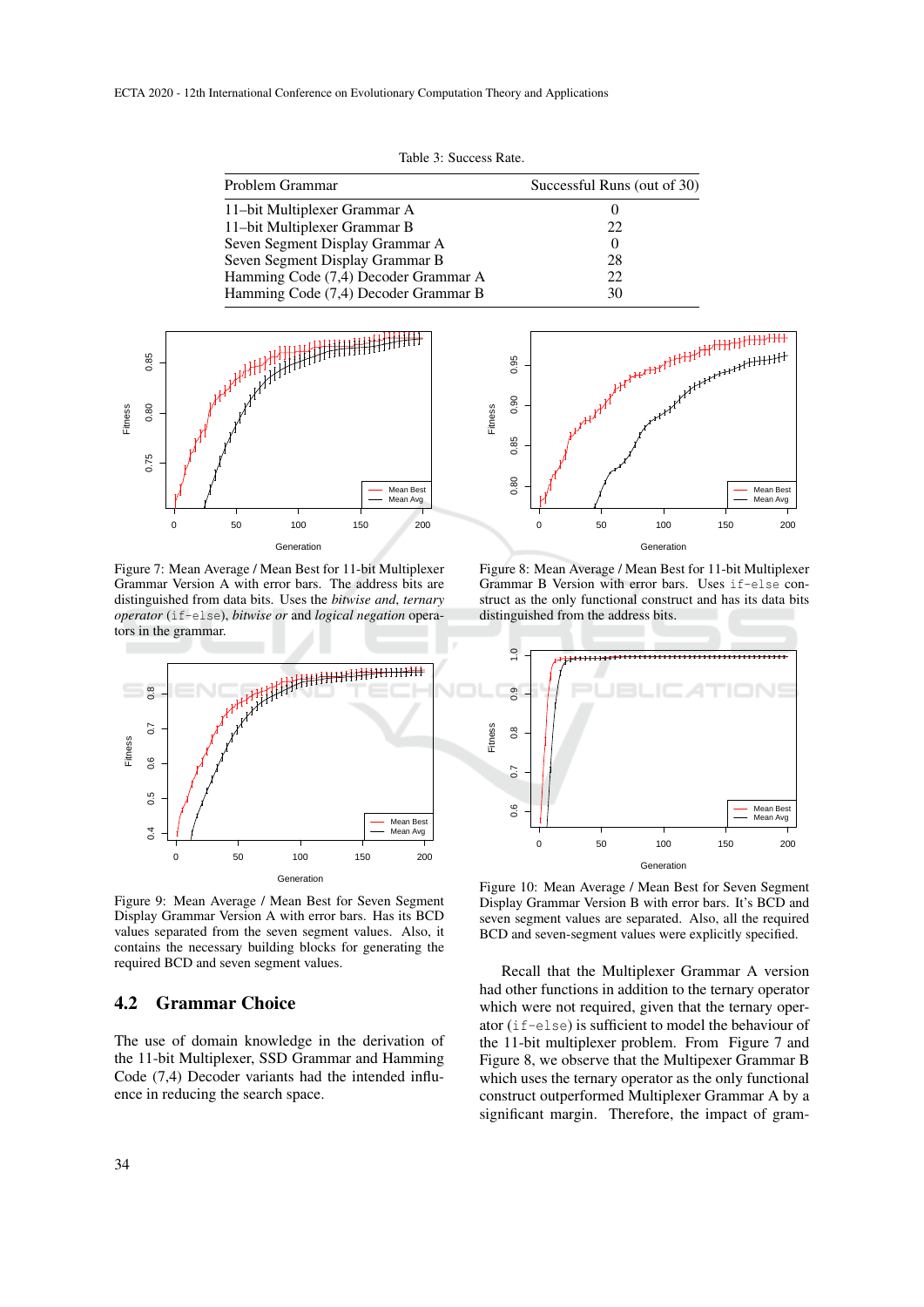Table 3: Success Rate.

| Problem Grammar | Successful Runs (out of 30) |
|---|---|
| 11–bit Multiplexer Grammar A | 0 |
| 11–bit Multiplexer Grammar B | 22 |
| Seven Segment Display Grammar A | 0 |
| Seven Segment Display Grammar B | 28 |
| Hamming Code (7,4) Decoder Grammar A | 22 |
| Hamming Code (7,4) Decoder Grammar B | 30 |

Figure 7: Mean Average / Mean Best for 11-bit Multiplexer Grammar Version A with error bars. The address bits are distinguished from data bits. Uses the *bitwise and*, *ternary operator* (`if-else`), *bitwise or* and *logical negation* operators in the grammar.

Figure 8: Mean Average / Mean Best for 11-bit Multiplexer Grammar B Version with error bars. Uses `if-else` construct as the only functional construct and has its data bits distinguished from the address bits.

Figure 9: Mean Average / Mean Best for Seven Segment Display Grammar Version A with error bars. Has its BCD values separated from the seven segment values. Also, it contains the necessary building blocks for generating the required BCD and seven segment values.

Figure 10: Mean Average / Mean Best for Seven Segment Display Grammar Version B with error bars. It's BCD and seven segment values are separated. Also, all the required BCD and seven-segment values were explicitly specified.

## 4.2 Grammar Choice

The use of domain knowledge in the derivation of the 11-bit Multiplexer, SSD Grammar and Hamming Code (7,4) Decoder variants had the intended influence in reducing the search space.

Recall that the Multiplexer Grammar A version had other functions in addition to the ternary operator which were not required, given that the ternary operator (`if-else`) is sufficient to model the behaviour of the 11-bit multiplexer problem. From Figure 7 and Figure 8, we observe that the Multipexer Grammar B which uses the ternary operator as the only functional construct outperformed Multiplexer Grammar A by a significant margin. Therefore, the impact of gram-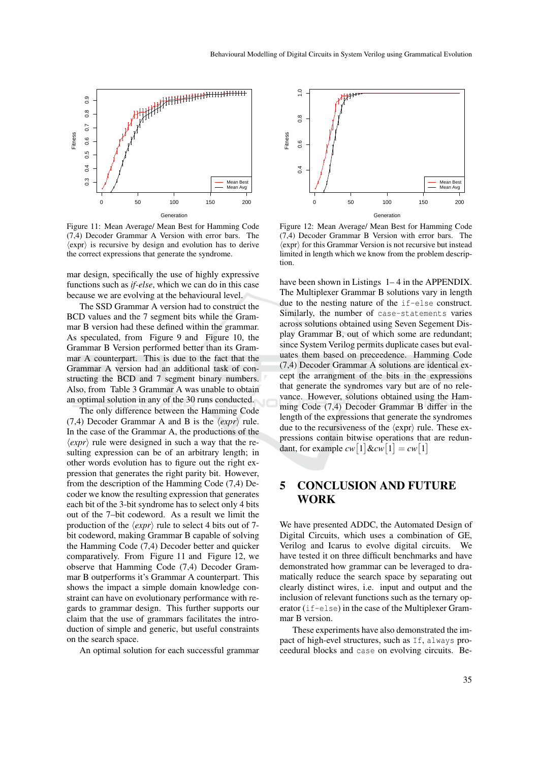Figure 11: Mean Average/ Mean Best for Hamming Code (7,4) Decoder Grammar A Version with error bars. The ⟨expr⟩ is recursive by design and evolution has to derive the correct expressions that generate the syndrome.

Figure 12: Mean Average/ Mean Best for Hamming Code (7,4) Decoder Grammar B Version with error bars. The ⟨expr⟩ for this Grammar Version is not recursive but instead limited in length which we know from the problem description.

mar design, specifically the use of highly expressive functions such as *if-else*, which we can do in this case because we are evolving at the behavioural level.

The SSD Grammar A version had to construct the BCD values and the 7 segment bits while the Grammar B version had these defined within the grammar. As speculated, from Figure 9 and Figure 10, the Grammar B Version performed better than its Grammar A counterpart. This is due to the fact that the Grammar A version had an additional task of constructing the BCD and 7 segment binary numbers. Also, from Table 3 Grammar A was unable to obtain an optimal solution in any of the 30 runs conducted.

The only difference between the Hamming Code (7,4) Decoder Grammar A and B is the ⟨*expr*⟩ rule. In the case of the Grammar A, the productions of the ⟨*expr*⟩ rule were designed in such a way that the resulting expression can be of an arbitrary length; in other words evolution has to figure out the right expression that generates the right parity bit. However, from the description of the Hamming Code (7,4) Decoder we know the resulting expression that generates each bit of the 3-bit syndrome has to select only 4 bits out of the 7–bit codeword. As a result we limit the production of the ⟨*expr*⟩ rule to select 4 bits out of 7-bit codeword, making Grammar B capable of solving the Hamming Code (7,4) Decoder better and quicker comparatively. From Figure 11 and Figure 12, we observe that Hamming Code (7,4) Decoder Grammar B outperforms it's Grammar A counterpart. This shows the impact a simple domain knowledge constraint can have on evolutionary performance with regards to grammar design. This further supports our claim that the use of grammars facilitates the introduction of simple and generic, but useful constraints on the search space.

An optimal solution for each successful grammar have been shown in Listings 1– 4 in the APPENDIX. The Multiplexer Grammar B solutions vary in length due to the nesting nature of the `if-else` construct. Similarly, the number of `case-statements` varies across solutions obtained using Seven Segement Display Grammar B, out of which some are redundant; since System Verilog permits duplicate cases but evaluates them based on preceedence. Hamming Code (7,4) Decoder Grammar A solutions are identical except the arrangment of the bits in the expressions that generate the syndromes vary but are of no relevance. However, solutions obtained using the Hamming Code (7,4) Decoder Grammar B differ in the length of the expressions that generate the syndromes due to the recursiveness of the ⟨expr⟩ rule. These expressions contain bitwise operations that are redundant, for example $cw[1] \& cw[1] = cw[1]$

## 5 CONCLUSION AND FUTURE WORK

We have presented ADDC, the Automated Design of Digital Circuits, which uses a combination of GE, Verilog and Icarus to evolve digital circuits. We have tested it on three difficult benchmarks and have demonstrated how grammar can be leveraged to dramatically reduce the search space by separating out clearly distinct wires, i.e. input and output and the inclusion of relevant functions such as the ternary operator (`if-else`) in the case of the Multiplexer Grammar B version.

These experiments have also demonstrated the impact of high-evel structures, such as `If`, `always` proceedural blocks and `case` on evolving circuits. Be-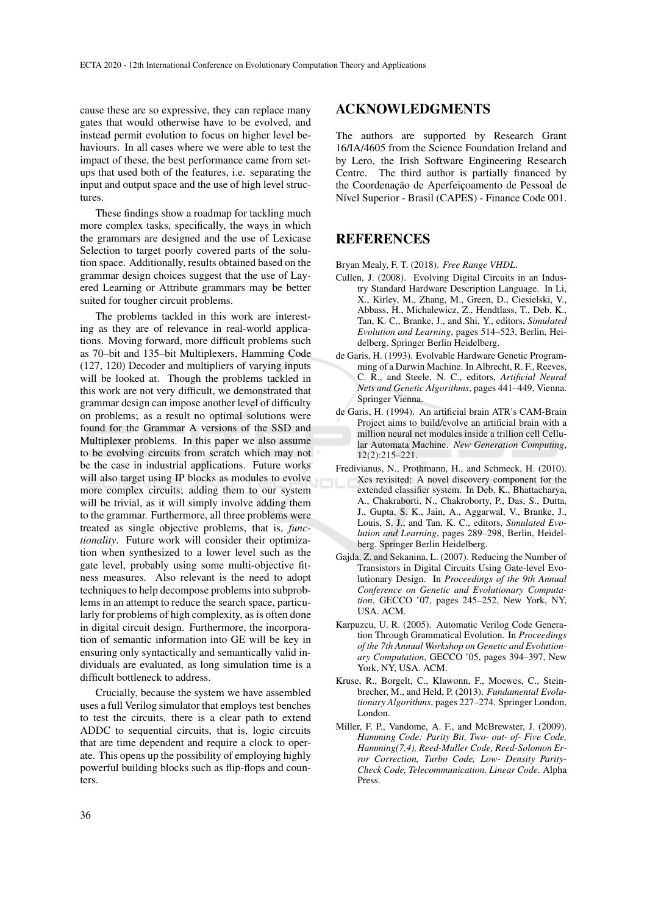cause these are so expressive, they can replace many gates that would otherwise have to be evolved, and instead permit evolution to focus on higher level behaviours. In all cases where we were able to test the impact of these, the best performance came from setups that used both of the features, i.e. separating the input and output space and the use of high level structures.

These findings show a roadmap for tackling much more complex tasks, specifically, the ways in which the grammars are designed and the use of Lexicase Selection to target poorly covered parts of the solution space. Additionally, results obtained based on the grammar design choices suggest that the use of Layered Learning or Attribute grammars may be better suited for tougher circuit problems.

The problems tackled in this work are interesting as they are of relevance in real-world applications. Moving forward, more difficult problems such as 70–bit and 135–bit Multiplexers, Hamming Code (127, 120) Decoder and multipliers of varying inputs will be looked at. Though the problems tackled in this work are not very difficult, we demonstrated that grammar design can impose another level of difficulty on problems; as a result no optimal solutions were found for the Grammar A versions of the SSD and Multiplexer problems. In this paper we also assume to be evolving circuits from scratch which may not be the case in industrial applications. Future works will also target using IP blocks as modules to evolve more complex circuits; adding them to our system will be trivial, as it will simply involve adding them to the grammar. Furthermore, all three problems were treated as single objective problems, that is, *functionality*. Future work will consider their optimization when synthesized to a lower level such as the gate level, probably using some multi-objective fitness measures. Also relevant is the need to adopt techniques to help decompose problems into subproblems in an attempt to reduce the search space, particularly for problems of high complexity, as is often done in digital circuit design. Furthermore, the incorporation of semantic information into GE will be key in ensuring only syntactically and semantically valid individuals are evaluated, as long simulation time is a difficult bottleneck to address.

Crucially, because the system we have assembled uses a full Verilog simulator that employs test benches to test the circuits, there is a clear path to extend ADDC to sequential circuits, that is, logic circuits that are time dependent and require a clock to operate. This opens up the possibility of employing highly powerful building blocks such as flip-flops and counters.

## ACKNOWLEDGMENTS

The authors are supported by Research Grant 16/IA/4605 from the Science Foundation Ireland and by Lero, the Irish Software Engineering Research Centre. The third author is partially financed by the Coordenação de Aperfeiçoamento de Pessoal de Nível Superior - Brasil (CAPES) - Finance Code 001.

## REFERENCES

Bryan Mealy, F. T. (2018). *Free Range VHDL*.

Cullen, J. (2008). Evolving Digital Circuits in an Industry Standard Hardware Description Language. In Li, X., Kirley, M., Zhang, M., Green, D., Ciesielski, V., Abbass, H., Michalewicz, Z., Hendtlass, T., Deb, K., Tan, K. C., Branke, J., and Shi, Y., editors, *Simulated Evolution and Learning*, pages 514–523, Berlin, Heidelberg. Springer Berlin Heidelberg.

de Garis, H. (1993). Evolvable Hardware Genetic Programming of a Darwin Machine. In Albrecht, R. F., Reeves, C. R., and Steele, N. C., editors, *Artificial Neural Nets and Genetic Algorithms*, pages 441–449, Vienna. Springer Vienna.

de Garis, H. (1994). An artificial brain ATR's CAM-Brain Project aims to build/evolve an artificial brain with a million neural net modules inside a trillion cell Cellular Automata Machine. *New Generation Computing*, 12(2):215–221.

Fredivianus, N., Prothmann, H., and Schmeck, H. (2010). Xcs revisited: A novel discovery component for the extended classifier system. In Deb, K., Bhattacharya, A., Chakraborti, N., Chakroborty, P., Das, S., Dutta, J., Gupta, S. K., Jain, A., Aggarwal, V., Branke, J., Louis, S. J., and Tan, K. C., editors, *Simulated Evolution and Learning*, pages 289–298, Berlin, Heidelberg. Springer Berlin Heidelberg.

Gajda, Z. and Sekanina, L. (2007). Reducing the Number of Transistors in Digital Circuits Using Gate-level Evolutionary Design. In *Proceedings of the 9th Annual Conference on Genetic and Evolutionary Computation*, GECCO '07, pages 245–252, New York, NY, USA. ACM.

Karpuzcu, U. R. (2005). Automatic Verilog Code Generation Through Grammatical Evolution. In *Proceedings of the 7th Annual Workshop on Genetic and Evolutionary Computation*, GECCO '05, pages 394–397, New York, NY, USA. ACM.

Kruse, R., Borgelt, C., Klawonn, F., Moewes, C., Steinbrecher, M., and Held, P. (2013). *Fundamental Evolutionary Algorithms*, pages 227–274. Springer London, London.

Miller, F. P., Vandome, A. F., and McBrewster, J. (2009). *Hamming Code: Parity Bit, Two- out- of- Five Code, Hamming(7,4), Reed-Muller Code, Reed-Solomon Error Correction, Turbo Code, Low- Density Parity-Check Code, Telecommunication, Linear Code*. Alpha Press.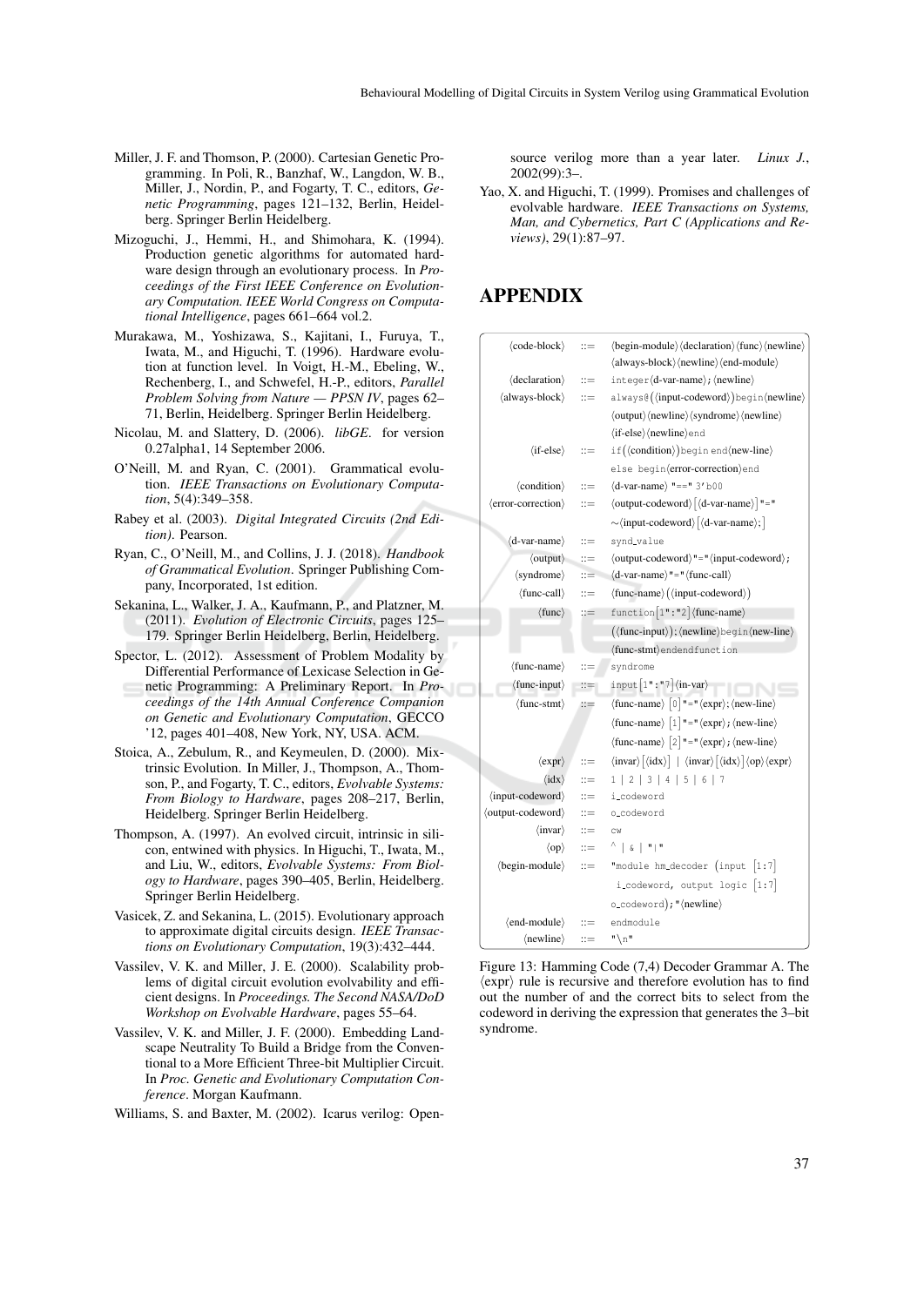- Miller, J. F. and Thomson, P. (2000). Cartesian Genetic Programming. In Poli, R., Banzhaf, W., Langdon, W. B., Miller, J., Nordin, P., and Fogarty, T. C., editors, *Genetic Programming*, pages 121–132, Berlin, Heidelberg. Springer Berlin Heidelberg.
- Mizoguchi, J., Hemmi, H., and Shimohara, K. (1994). Production genetic algorithms for automated hardware design through an evolutionary process. In *Proceedings of the First IEEE Conference on Evolutionary Computation. IEEE World Congress on Computational Intelligence*, pages 661–664 vol.2.
- Murakawa, M., Yoshizawa, S., Kajitani, I., Furuya, T., Iwata, M., and Higuchi, T. (1996). Hardware evolution at function level. In Voigt, H.-M., Ebeling, W., Rechenberg, I., and Schwefel, H.-P., editors, *Parallel Problem Solving from Nature — PPSN IV*, pages 62–71, Berlin, Heidelberg. Springer Berlin Heidelberg.
- Nicolau, M. and Slattery, D. (2006). *libGE*. for version 0.27alpha1, 14 September 2006.
- O'Neill, M. and Ryan, C. (2001). Grammatical evolution. *IEEE Transactions on Evolutionary Computation*, 5(4):349–358.
- Rabey et al. (2003). *Digital Integrated Circuits (2nd Edition)*. Pearson.
- Ryan, C., O'Neill, M., and Collins, J. J. (2018). *Handbook of Grammatical Evolution*. Springer Publishing Company, Incorporated, 1st edition.
- Sekanina, L., Walker, J. A., Kaufmann, P., and Platzner, M. (2011). *Evolution of Electronic Circuits*, pages 125–179. Springer Berlin Heidelberg, Berlin, Heidelberg.
- Spector, L. (2012). Assessment of Problem Modality by Differential Performance of Lexicase Selection in Genetic Programming: A Preliminary Report. In *Proceedings of the 14th Annual Conference Companion on Genetic and Evolutionary Computation*, GECCO '12, pages 401–408, New York, NY, USA. ACM.
- Stoica, A., Zebulum, R., and Keymeulen, D. (2000). Mixtrinsic Evolution. In Miller, J., Thompson, A., Thomson, P., and Fogarty, T. C., editors, *Evolvable Systems: From Biology to Hardware*, pages 208–217, Berlin, Heidelberg. Springer Berlin Heidelberg.
- Thompson, A. (1997). An evolved circuit, intrinsic in silicon, entwined with physics. In Higuchi, T., Iwata, M., and Liu, W., editors, *Evolvable Systems: From Biology to Hardware*, pages 390–405, Berlin, Heidelberg. Springer Berlin Heidelberg.
- Vasicek, Z. and Sekanina, L. (2015). Evolutionary approach to approximate digital circuits design. *IEEE Transactions on Evolutionary Computation*, 19(3):432–444.
- Vassilev, V. K. and Miller, J. E. (2000). Scalability problems of digital circuit evolution evolvability and efficient designs. In *Proceedings. The Second NASA/DoD Workshop on Evolvable Hardware*, pages 55–64.
- Vassilev, V. K. and Miller, J. F. (2000). Embedding Landscape Neutrality To Build a Bridge from the Conventional to a More Efficient Three-bit Multiplier Circuit. In *Proc. Genetic and Evolutionary Computation Conference*. Morgan Kaufmann.
- Williams, S. and Baxter, M. (2002). Icarus verilog: Open-source verilog more than a year later. *Linux J.*, 2002(99):3–.
- Yao, X. and Higuchi, T. (1999). Promises and challenges of evolvable hardware. *IEEE Transactions on Systems, Man, and Cybernetics, Part C (Applications and Reviews)*, 29(1):87–97.

# APPENDIX

```
⟨code-block⟩        ::= ⟨begin-module⟩⟨declaration⟩⟨func⟩⟨newline⟩
                        ⟨always-block⟩⟨newline⟩⟨end-module⟩
⟨declaration⟩       ::= integer⟨d-var-name⟩; ⟨newline⟩
⟨always-block⟩      ::= always@(⟨input-codeword⟩)begin⟨newline⟩
                        ⟨output⟩⟨newline⟩⟨syndrome⟩⟨newline⟩
                        ⟨if-else⟩⟨newline⟩end
⟨if-else⟩           ::= if(⟨condition⟩)begin end⟨new-line⟩
                        else begin⟨error-correction⟩end
⟨condition⟩         ::= ⟨d-var-name⟩ "==" 3'b00
⟨error-correction⟩  ::= ⟨output-codeword⟩[⟨d-var-name⟩]"="
                        ~⟨input-codeword⟩[⟨d-var-name⟩;]
⟨d-var-name⟩        ::= synd_value
⟨output⟩            ::= ⟨output-codeword⟩"="⟨input-codeword⟩;
⟨syndrome⟩          ::= ⟨d-var-name⟩"="⟨func-call⟩
⟨func-call⟩         ::= ⟨func-name⟩(⟨input-codeword⟩)
⟨func⟩              ::= function[1":"2]⟨func-name⟩
                        (⟨func-input⟩);⟨newline⟩begin⟨new-line⟩
                        ⟨func-stmt⟩endendfunction
⟨func-name⟩         ::= syndrome
⟨func-input⟩        ::= input[1":"7]⟨in-var⟩
⟨func-stmt⟩         ::= ⟨func-name⟩ [0]"="⟨expr⟩;⟨new-line⟩
                        ⟨func-name⟩ [1]"="⟨expr⟩;⟨new-line⟩
                        ⟨func-name⟩ [2]"="⟨expr⟩;⟨new-line⟩
⟨expr⟩              ::= ⟨invar⟩[⟨idx⟩] | ⟨invar⟩[⟨idx⟩]⟨op⟩⟨expr⟩
⟨idx⟩               ::= 1 | 2 | 3 | 4 | 5 | 6 | 7
⟨input-codeword⟩    ::= i_codeword
⟨output-codeword⟩   ::= o_codeword
⟨invar⟩             ::= cw
⟨op⟩                ::= ^ | & | "|"
⟨begin-module⟩      ::= "module hm_decoder (input [1:7]
                        i_codeword, output logic [1:7]
                        o_codeword);"⟨newline⟩
⟨end-module⟩        ::= endmodule
⟨newline⟩           ::= "\n"
```

Figure 13: Hamming Code (7,4) Decoder Grammar A. The ⟨expr⟩ rule is recursive and therefore evolution has to find out the number of and the correct bits to select from the codeword in deriving the expression that generates the 3–bit syndrome.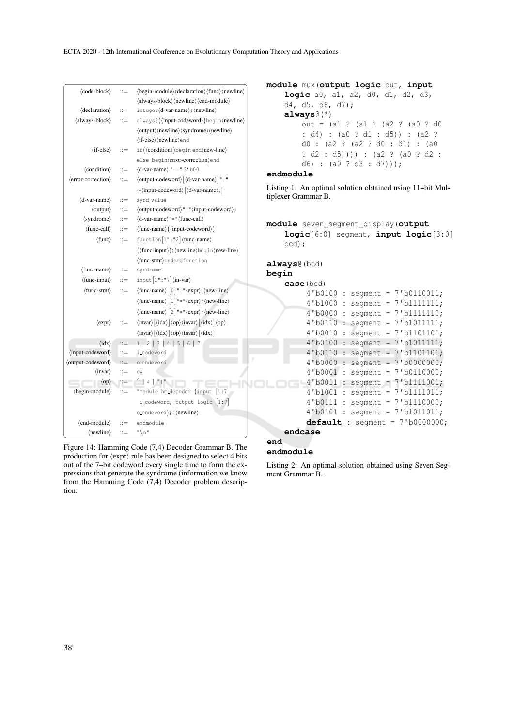| | | |
|---|---|---|
| ⟨code-block⟩ | ::= | ⟨begin-module⟩⟨declaration⟩⟨func⟩⟨newline⟩ ⟨always-block⟩⟨newline⟩⟨end-module⟩ |
| ⟨declaration⟩ | ::= | integer⟨d-var-name⟩;⟨newline⟩ |
| ⟨always-block⟩ | ::= | always@(⟨input-codeword⟩)begin⟨newline⟩ ⟨output⟩⟨newline⟩⟨syndrome⟩⟨newline⟩ ⟨if-else⟩⟨newline⟩end |
| ⟨if-else⟩ | ::= | if(⟨condition⟩)begin end⟨new-line⟩ else begin⟨error-correction⟩end |
| ⟨condition⟩ | ::= | ⟨d-var-name⟩ "==" 3'b00 |
| ⟨error-correction⟩ | ::= | ⟨output-codeword⟩[⟨d-var-name⟩]"=" ~⟨input-codeword⟩[⟨d-var-name⟩;] |
| ⟨d-var-name⟩ | ::= | synd_value |
| ⟨output⟩ | ::= | ⟨output-codeword⟩"="⟨input-codeword⟩; |
| ⟨syndrome⟩ | ::= | ⟨d-var-name⟩"="⟨func-call⟩ |
| ⟨func-call⟩ | ::= | ⟨func-name⟩(⟨input-codeword⟩) |
| ⟨func⟩ | ::= | function[1":"2]⟨func-name⟩ (⟨func-input⟩);⟨newline⟩begin⟨new-line⟩ ⟨func-stmt⟩endendfunction |
| ⟨func-name⟩ | ::= | syndrome |
| ⟨func-input⟩ | ::= | input[1":"7]⟨in-var⟩ |
| ⟨func-stmt⟩ | ::= | ⟨func-name⟩ [0]"="⟨expr⟩;⟨new-line⟩ ⟨func-name⟩ [1]"="⟨expr⟩;⟨new-line⟩ ⟨func-name⟩ [2]"="⟨expr⟩;⟨new-line⟩ |
| ⟨expr⟩ | ::= | ⟨invar⟩[⟨idx⟩]⟨op⟩⟨invar⟩[⟨idx⟩]⟨op⟩ ⟨invar⟩[⟨idx⟩]⟨op⟩⟨invar⟩[⟨idx⟩] |
| ⟨idx⟩ | ::= | 1 \| 2 \| 3 \| 4 \| 5 \| 6 \| 7 |
| ⟨input-codeword⟩ | ::= | i_codeword |
| ⟨output-codeword⟩ | ::= | o_codeword |
| ⟨invar⟩ | ::= | cw |
| ⟨op⟩ | ::= | ^ \| & \| "\|" |
| ⟨begin-module⟩ | ::= | "module hm_decoder (input [1:7] i_codeword, output logic [1:7] o_codeword);"⟨newline⟩ |
| ⟨end-module⟩ | ::= | endmodule |
| ⟨newline⟩ | ::= | "\n" |

Figure 14: Hamming Code (7,4) Decoder Grammar B. The production for ⟨expr⟩ rule has been designed to select 4 bits out of the 7–bit codeword every single time to form the expressions that generate the syndrome (information we know from the Hamming Code (7,4) Decoder problem description.

```
module mux(output logic out, input
    logic a0, a1, a2, d0, d1, d2, d3,
    d4, d5, d6, d7);
    always@(*)
        out = (a1 ? (a1 ? (a2 ? (a0 ? d0
        : d4) : (a0 ? d1 : d5)) : (a2 ?
        d0 : (a2 ? (a2 ? d0 : d1) : (a0
        ? d2 : d5)))) : (a2 ? (a0 ? d2 :
        d6) : (a0 ? d3 : d7)));
endmodule
```

Listing 1: An optimal solution obtained using 11–bit Multiplexer Grammar B.

```
module seven_segment_display(output
    logic[6:0] segment, input logic[3:0]
    bcd);

always@(bcd)
begin
    case(bcd)
        4'b0100 : segment = 7'b0110011;
        4'b1000 : segment = 7'b1111111;
        4'b0000 : segment = 7'b1111110;
        4'b0110 : segment = 7'b1011111;
        4'b0010 : segment = 7'b1101101;
        4'b0100 : segment = 7'b1011111;
        4'b0110 : segment = 7'b1101101;
        4'b0000 : segment = 7'b0000000;
        4'b0001 : segment = 7'b0110000;
        4'b0011 : segment = 7'b1111001;
        4'b1001 : segment = 7'b1111011;
        4'b0111 : segment = 7'b1110000;
        4'b0101 : segment = 7'b1011011;
        default : segment = 7'b0000000;
    endcase
end
endmodule
```

Listing 2: An optimal solution obtained using Seven Segment Grammar B.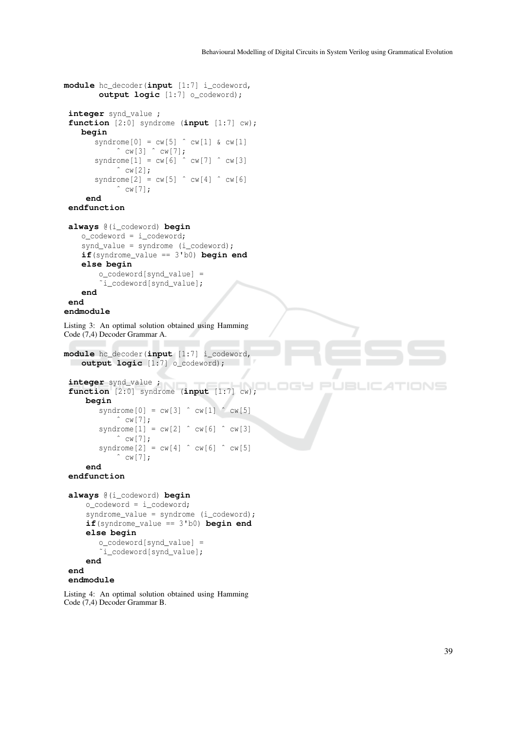```
module hc_decoder(input [1:7] i_codeword,
       output logic [1:7] o_codeword);

 integer synd_value ;
 function [2:0] syndrome (input [1:7] cw);
    begin
       syndrome[0] = cw[5] ^ cw[1] & cw[1]
            ^ cw[3] ^ cw[7];
       syndrome[1] = cw[6] ^ cw[7] ^ cw[3]
            ^ cw[2];
       syndrome[2] = cw[5] ^ cw[4] ^ cw[6]
            ^ cw[7];
     end
 endfunction

 always @(i_codeword) begin
    o_codeword = i_codeword;
    synd_value = syndrome (i_codeword);
    if(syndrome_value == 3'b0) begin end
    else begin
        o_codeword[synd_value] =
        ~i_codeword[synd_value];
    end
 end
endmodule
```

Listing 3: An optimal solution obtained using Hamming Code (7,4) Decoder Grammar A.

```
module hc_decoder(input [1:7] i_codeword,
    output logic [1:7] o_codeword);

 integer synd_value ;
 function [2:0] syndrome (input [1:7] cw);
     begin
        syndrome[0] = cw[3] ^ cw[1] ^ cw[5]
            ^ cw[7];
        syndrome[1] = cw[2] ^ cw[6] ^ cw[3]
            ^ cw[7];
        syndrome[2] = cw[4] ^ cw[6] ^ cw[5]
            ^ cw[7];
     end
 endfunction

 always @(i_codeword) begin
     o_codeword = i_codeword;
     syndrome_value = syndrome (i_codeword);
     if(syndrome_value == 3'b0) begin end
     else begin
        o_codeword[synd_value] =
        ~i_codeword[synd_value];
     end
 end
 endmodule
```

Listing 4: An optimal solution obtained using Hamming Code (7,4) Decoder Grammar B.